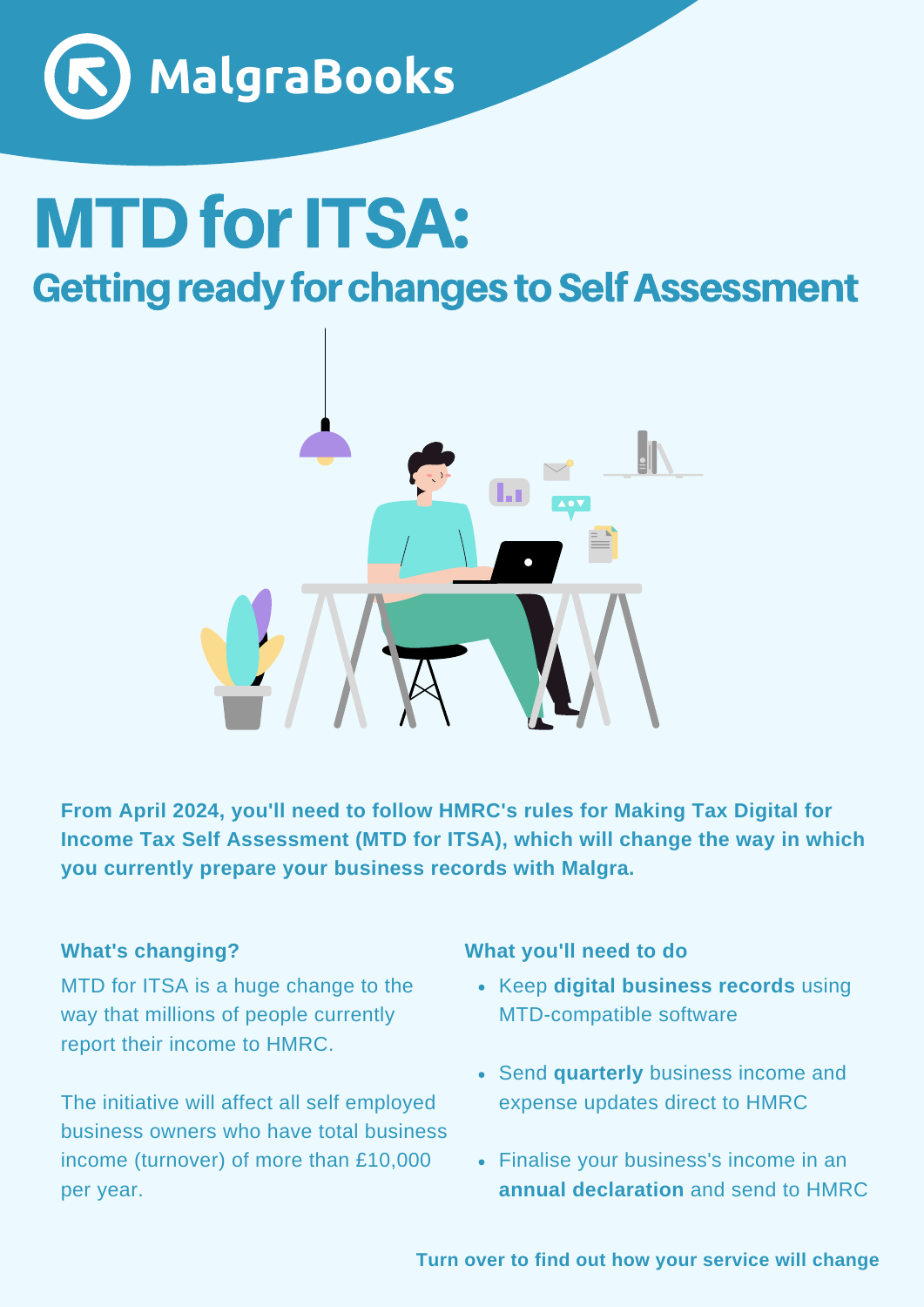MalgraBooks

# MTD for ITSA:

## Getting ready for changes to Self Assessment

**From April 2024, you'll need to follow HMRC's rules for Making Tax Digital for Income Tax Self Assessment (MTD for ITSA), which will change the way in which you currently prepare your business records with Malgra.**

### What's changing?

MTD for ITSA is a huge change to the way that millions of people currently report their income to HMRC.

The initiative will affect all self employed business owners who have total business income (turnover) of more than £10,000 per year.

### What you'll need to do

- Keep **digital business records** using MTD-compatible software
- Send **quarterly** business income and expense updates direct to HMRC
- Finalise your business's income in an **annual declaration** and send to HMRC

**Turn over to find out how your service will change**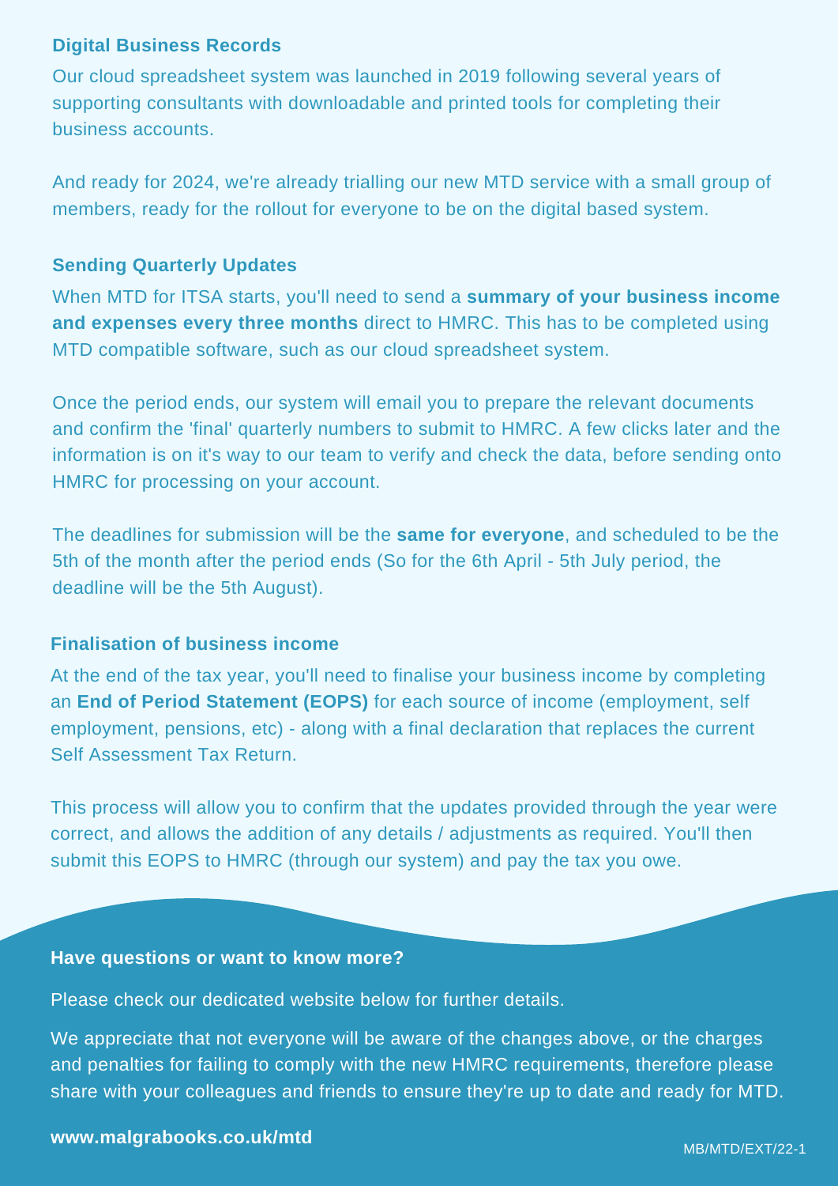### Digital Business Records

Our cloud spreadsheet system was launched in 2019 following several years of supporting consultants with downloadable and printed tools for completing their business accounts.

And ready for 2024, we're already trialling our new MTD service with a small group of members, ready for the rollout for everyone to be on the digital based system.

### Sending Quarterly Updates

When MTD for ITSA starts, you'll need to send a **summary of your business income and expenses every three months** direct to HMRC. This has to be completed using MTD compatible software, such as our cloud spreadsheet system.

Once the period ends, our system will email you to prepare the relevant documents and confirm the 'final' quarterly numbers to submit to HMRC. A few clicks later and the information is on it's way to our team to verify and check the data, before sending onto HMRC for processing on your account.

The deadlines for submission will be the **same for everyone**, and scheduled to be the 5th of the month after the period ends (So for the 6th April - 5th July period, the deadline will be the 5th August).

### Finalisation of business income

At the end of the tax year, you'll need to finalise your business income by completing an **End of Period Statement (EOPS)** for each source of income (employment, self employment, pensions, etc) - along with a final declaration that replaces the current Self Assessment Tax Return.

This process will allow you to confirm that the updates provided through the year were correct, and allows the addition of any details / adjustments as required. You'll then submit this EOPS to HMRC (through our system) and pay the tax you owe.

### Have questions or want to know more?

Please check our dedicated website below for further details.

We appreciate that not everyone will be aware of the changes above, or the charges and penalties for failing to comply with the new HMRC requirements, therefore please share with your colleagues and friends to ensure they're up to date and ready for MTD.

**www.malgrabooks.co.uk/mtd**

MB/MTD/EXT/22-1